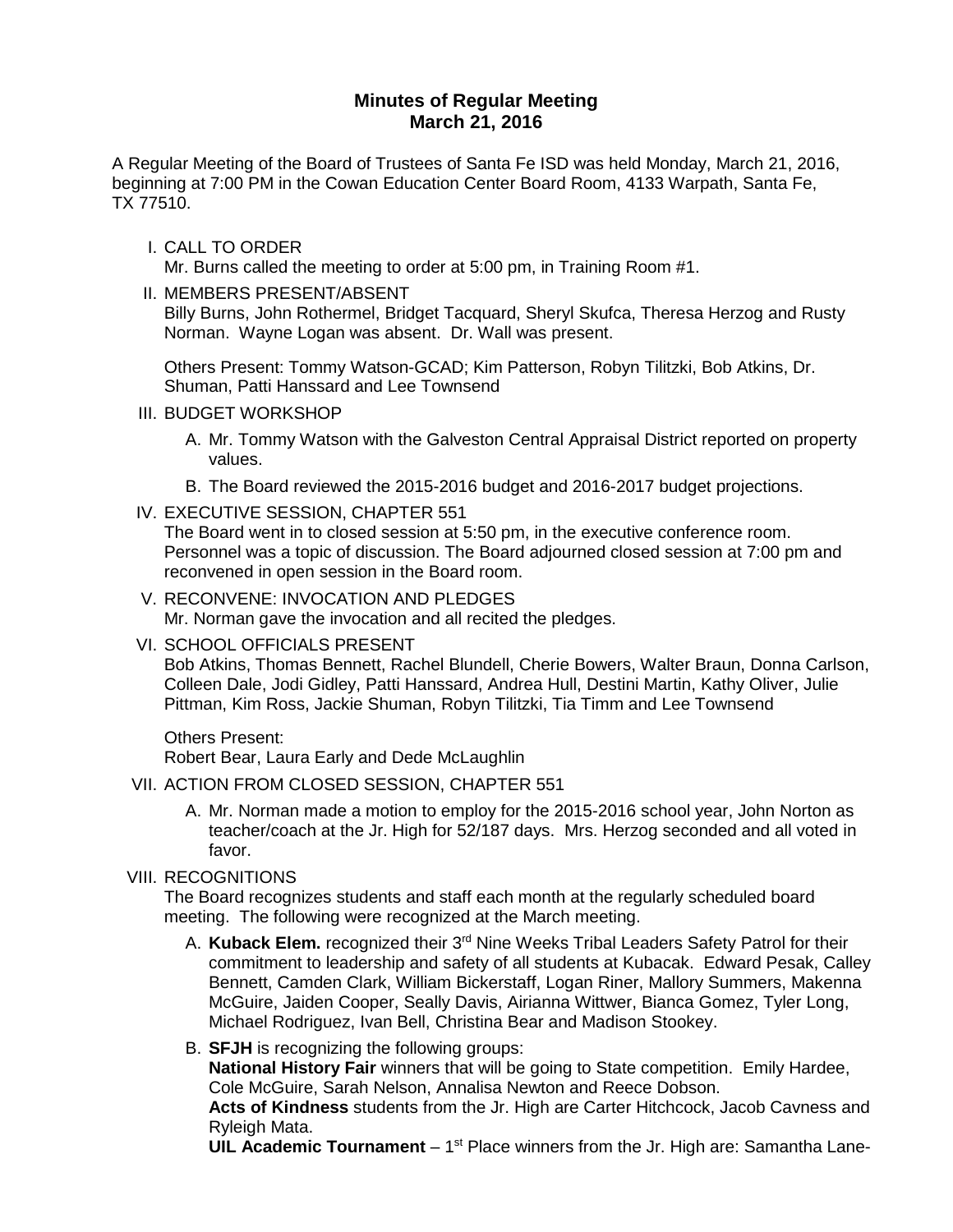# Minutes of Regular Meeting
## March 21, 2016

A Regular Meeting of the Board of Trustees of Santa Fe ISD was held Monday, March 21, 2016, beginning at 7:00 PM in the Cowan Education Center Board Room, 4133 Warpath, Santa Fe, TX 77510.

I. CALL TO ORDER
   Mr. Burns called the meeting to order at 5:00 pm, in Training Room #1.

II. MEMBERS PRESENT/ABSENT
   Billy Burns, John Rothermel, Bridget Tacquard, Sheryl Skufca, Theresa Herzog and Rusty Norman. Wayne Logan was absent. Dr. Wall was present.

   Others Present: Tommy Watson-GCAD; Kim Patterson, Robyn Tilitzki, Bob Atkins, Dr. Shuman, Patti Hanssard and Lee Townsend

III. BUDGET WORKSHOP
   A. Mr. Tommy Watson with the Galveston Central Appraisal District reported on property values.
   B. The Board reviewed the 2015-2016 budget and 2016-2017 budget projections.

IV. EXECUTIVE SESSION, CHAPTER 551
   The Board went in to closed session at 5:50 pm, in the executive conference room. Personnel was a topic of discussion. The Board adjourned closed session at 7:00 pm and reconvened in open session in the Board room.

V. RECONVENE: INVOCATION AND PLEDGES
   Mr. Norman gave the invocation and all recited the pledges.

VI. SCHOOL OFFICIALS PRESENT
   Bob Atkins, Thomas Bennett, Rachel Blundell, Cherie Bowers, Walter Braun, Donna Carlson, Colleen Dale, Jodi Gidley, Patti Hanssard, Andrea Hull, Destini Martin, Kathy Oliver, Julie Pittman, Kim Ross, Jackie Shuman, Robyn Tilitzki, Tia Timm and Lee Townsend

   Others Present:
   Robert Bear, Laura Early and Dede McLaughlin

VII. ACTION FROM CLOSED SESSION, CHAPTER 551
   A. Mr. Norman made a motion to employ for the 2015-2016 school year, John Norton as teacher/coach at the Jr. High for 52/187 days. Mrs. Herzog seconded and all voted in favor.

VIII. RECOGNITIONS
   The Board recognizes students and staff each month at the regularly scheduled board meeting. The following were recognized at the March meeting.
   A. **Kuback Elem.** recognized their 3rd Nine Weeks Tribal Leaders Safety Patrol for their commitment to leadership and safety of all students at Kubacak. Edward Pesak, Calley Bennett, Camden Clark, William Bickerstaff, Logan Riner, Mallory Summers, Makenna McGuire, Jaiden Cooper, Seally Davis, Airianna Wittwer, Bianca Gomez, Tyler Long, Michael Rodriguez, Ivan Bell, Christina Bear and Madison Stookey.
   B. **SFJH** is recognizing the following groups:
      **National History Fair** winners that will be going to State competition. Emily Hardee, Cole McGuire, Sarah Nelson, Annalisa Newton and Reece Dobson.
      **Acts of Kindness** students from the Jr. High are Carter Hitchcock, Jacob Cavness and Ryleigh Mata.
      **UIL Academic Tournament** – 1st Place winners from the Jr. High are: Samantha Lane-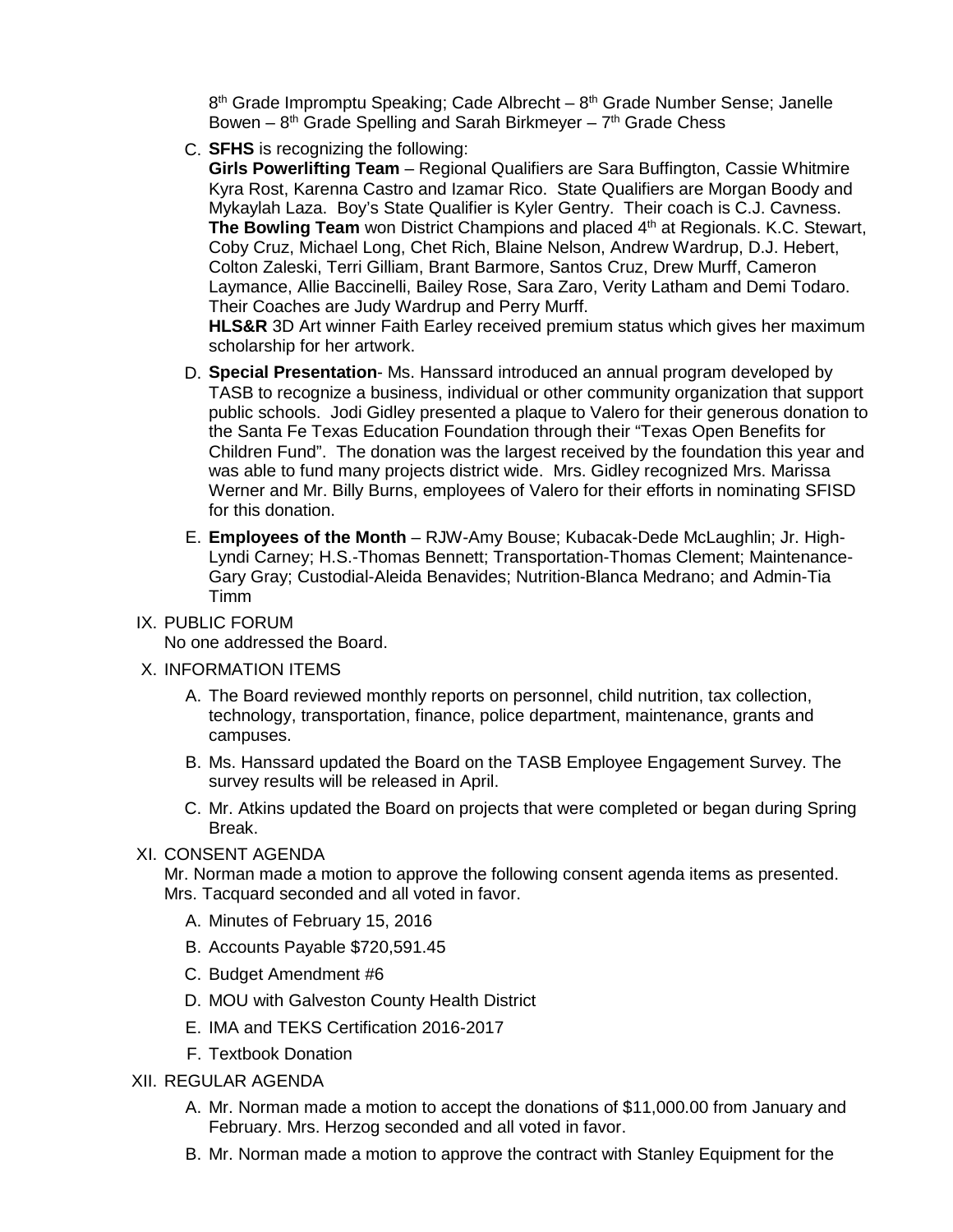8th Grade Impromptu Speaking; Cade Albrecht – 8th Grade Number Sense; Janelle Bowen – 8th Grade Spelling and Sarah Birkmeyer – 7th Grade Chess

C. **SFHS** is recognizing the following:
   **Girls Powerlifting Team** – Regional Qualifiers are Sara Buffington, Cassie Whitmire Kyra Rost, Karenna Castro and Izamar Rico. State Qualifiers are Morgan Boody and Mykaylah Laza. Boy's State Qualifier is Kyler Gentry. Their coach is C.J. Cavness.
   **The Bowling Team** won District Champions and placed 4th at Regionals. K.C. Stewart, Coby Cruz, Michael Long, Chet Rich, Blaine Nelson, Andrew Wardrup, D.J. Hebert, Colton Zaleski, Terri Gilliam, Brant Barmore, Santos Cruz, Drew Murff, Cameron Laymance, Allie Baccinelli, Bailey Rose, Sara Zaro, Verity Latham and Demi Todaro. Their Coaches are Judy Wardrup and Perry Murff.
   **HLS&R** 3D Art winner Faith Earley received premium status which gives her maximum scholarship for her artwork.

D. **Special Presentation**- Ms. Hanssard introduced an annual program developed by TASB to recognize a business, individual or other community organization that support public schools. Jodi Gidley presented a plaque to Valero for their generous donation to the Santa Fe Texas Education Foundation through their "Texas Open Benefits for Children Fund". The donation was the largest received by the foundation this year and was able to fund many projects district wide. Mrs. Gidley recognized Mrs. Marissa Werner and Mr. Billy Burns, employees of Valero for their efforts in nominating SFISD for this donation.

E. **Employees of the Month** – RJW-Amy Bouse; Kubacak-Dede McLaughlin; Jr. High-Lyndi Carney; H.S.-Thomas Bennett; Transportation-Thomas Clement; Maintenance-Gary Gray; Custodial-Aleida Benavides; Nutrition-Blanca Medrano; and Admin-Tia Timm

IX. PUBLIC FORUM
   No one addressed the Board.

X. INFORMATION ITEMS
   A. The Board reviewed monthly reports on personnel, child nutrition, tax collection, technology, transportation, finance, police department, maintenance, grants and campuses.
   B. Ms. Hanssard updated the Board on the TASB Employee Engagement Survey. The survey results will be released in April.
   C. Mr. Atkins updated the Board on projects that were completed or began during Spring Break.

XI. CONSENT AGENDA
   Mr. Norman made a motion to approve the following consent agenda items as presented. Mrs. Tacquard seconded and all voted in favor.
   A. Minutes of February 15, 2016
   B. Accounts Payable $720,591.45
   C. Budget Amendment #6
   D. MOU with Galveston County Health District
   E. IMA and TEKS Certification 2016-2017
   F. Textbook Donation

XII. REGULAR AGENDA
   A. Mr. Norman made a motion to accept the donations of $11,000.00 from January and February. Mrs. Herzog seconded and all voted in favor.
   B. Mr. Norman made a motion to approve the contract with Stanley Equipment for the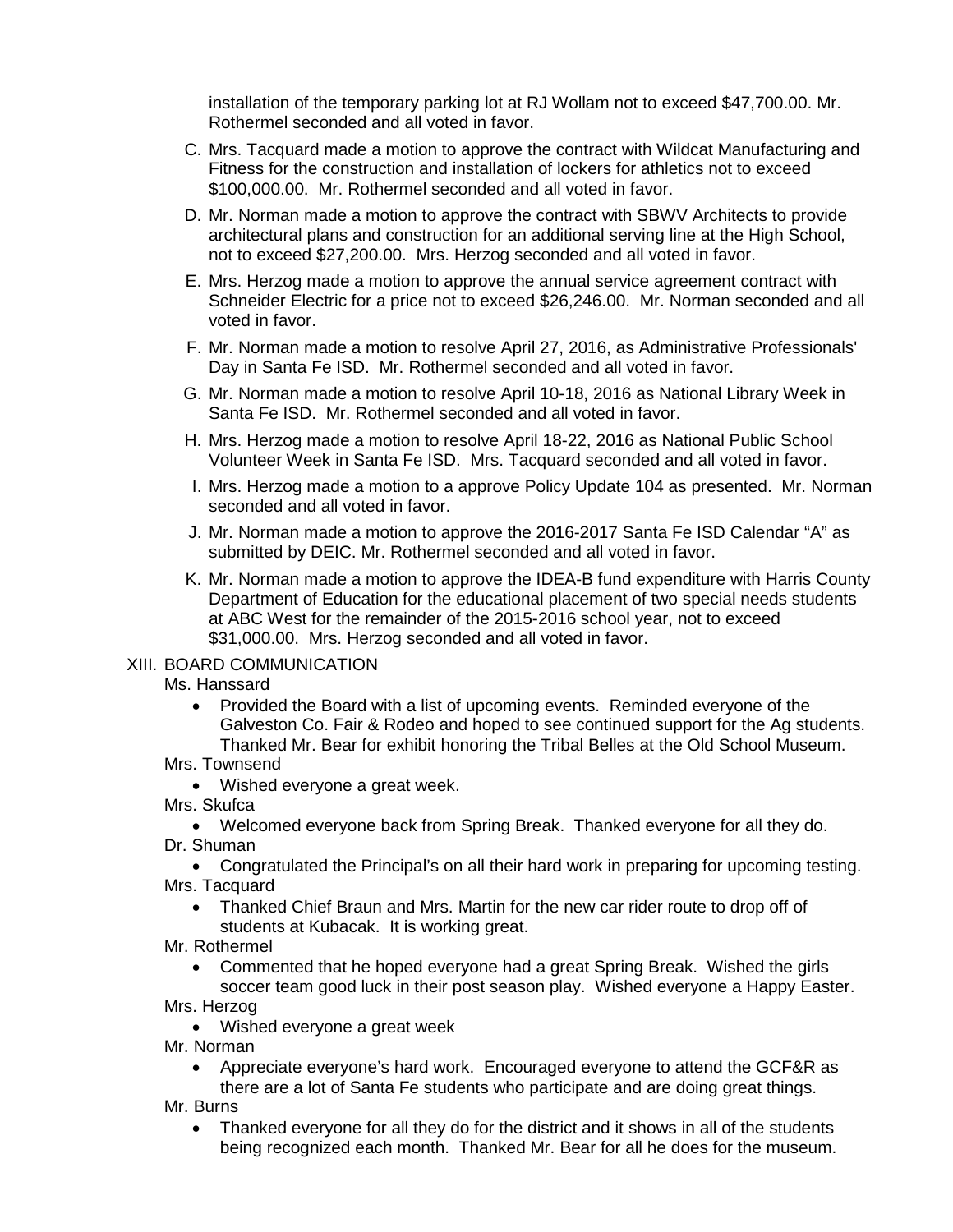installation of the temporary parking lot at RJ Wollam not to exceed $47,700.00. Mr. Rothermel seconded and all voted in favor.

C. Mrs. Tacquard made a motion to approve the contract with Wildcat Manufacturing and Fitness for the construction and installation of lockers for athletics not to exceed $100,000.00. Mr. Rothermel seconded and all voted in favor.

D. Mr. Norman made a motion to approve the contract with SBWV Architects to provide architectural plans and construction for an additional serving line at the High School, not to exceed $27,200.00. Mrs. Herzog seconded and all voted in favor.

E. Mrs. Herzog made a motion to approve the annual service agreement contract with Schneider Electric for a price not to exceed $26,246.00. Mr. Norman seconded and all voted in favor.

F. Mr. Norman made a motion to resolve April 27, 2016, as Administrative Professionals' Day in Santa Fe ISD. Mr. Rothermel seconded and all voted in favor.

G. Mr. Norman made a motion to resolve April 10-18, 2016 as National Library Week in Santa Fe ISD. Mr. Rothermel seconded and all voted in favor.

H. Mrs. Herzog made a motion to resolve April 18-22, 2016 as National Public School Volunteer Week in Santa Fe ISD. Mrs. Tacquard seconded and all voted in favor.

I. Mrs. Herzog made a motion to a approve Policy Update 104 as presented. Mr. Norman seconded and all voted in favor.

J. Mr. Norman made a motion to approve the 2016-2017 Santa Fe ISD Calendar "A" as submitted by DEIC. Mr. Rothermel seconded and all voted in favor.

K. Mr. Norman made a motion to approve the IDEA-B fund expenditure with Harris County Department of Education for the educational placement of two special needs students at ABC West for the remainder of the 2015-2016 school year, not to exceed $31,000.00. Mrs. Herzog seconded and all voted in favor.

XIII. BOARD COMMUNICATION

Ms. Hanssard

- Provided the Board with a list of upcoming events. Reminded everyone of the Galveston Co. Fair & Rodeo and hoped to see continued support for the Ag students. Thanked Mr. Bear for exhibit honoring the Tribal Belles at the Old School Museum.

Mrs. Townsend

- Wished everyone a great week.

Mrs. Skufca

- Welcomed everyone back from Spring Break. Thanked everyone for all they do.

Dr. Shuman

- Congratulated the Principal's on all their hard work in preparing for upcoming testing.

Mrs. Tacquard

- Thanked Chief Braun and Mrs. Martin for the new car rider route to drop off of students at Kubacak. It is working great.

Mr. Rothermel

- Commented that he hoped everyone had a great Spring Break. Wished the girls soccer team good luck in their post season play. Wished everyone a Happy Easter.

Mrs. Herzog

- Wished everyone a great week

Mr. Norman

- Appreciate everyone's hard work. Encouraged everyone to attend the GCF&R as there are a lot of Santa Fe students who participate and are doing great things.

Mr. Burns

- Thanked everyone for all they do for the district and it shows in all of the students being recognized each month. Thanked Mr. Bear for all he does for the museum.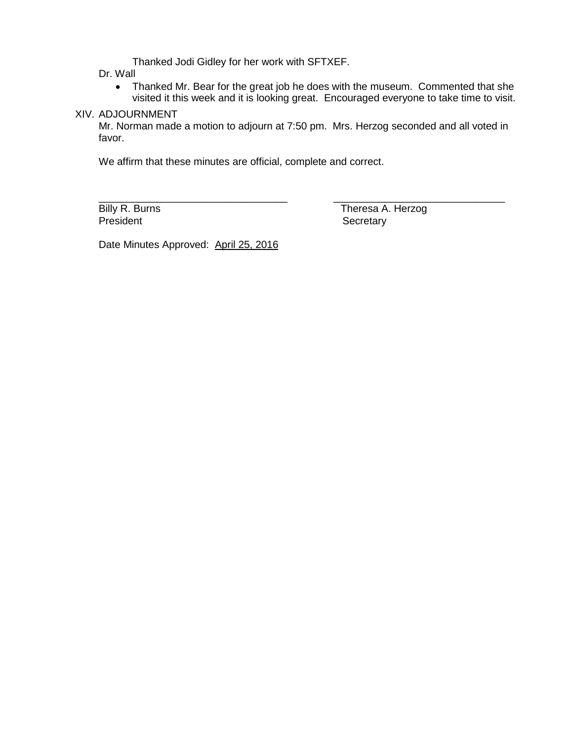Thanked Jodi Gidley for her work with SFTXEF.

Dr. Wall

- Thanked Mr. Bear for the great job he does with the museum. Commented that she visited it this week and it is looking great. Encouraged everyone to take time to visit.

XIV. ADJOURNMENT

Mr. Norman made a motion to adjourn at 7:50 pm. Mrs. Herzog seconded and all voted in favor.

We affirm that these minutes are official, complete and correct.

| | |
|---|---|
| \_\_\_\_\_\_\_\_\_\_\_\_\_\_\_\_\_\_\_\_\_\_\_\_\_\_\_\_\_\_\_\_\_\_ | \_\_\_\_\_\_\_\_\_\_\_\_\_\_\_\_\_\_\_\_\_\_\_\_\_\_\_\_\_\_\_\_\_\_ |
| Billy R. Burns | Theresa A. Herzog |
| President | Secretary |

Date Minutes Approved: <u>April 25, 2016</u>